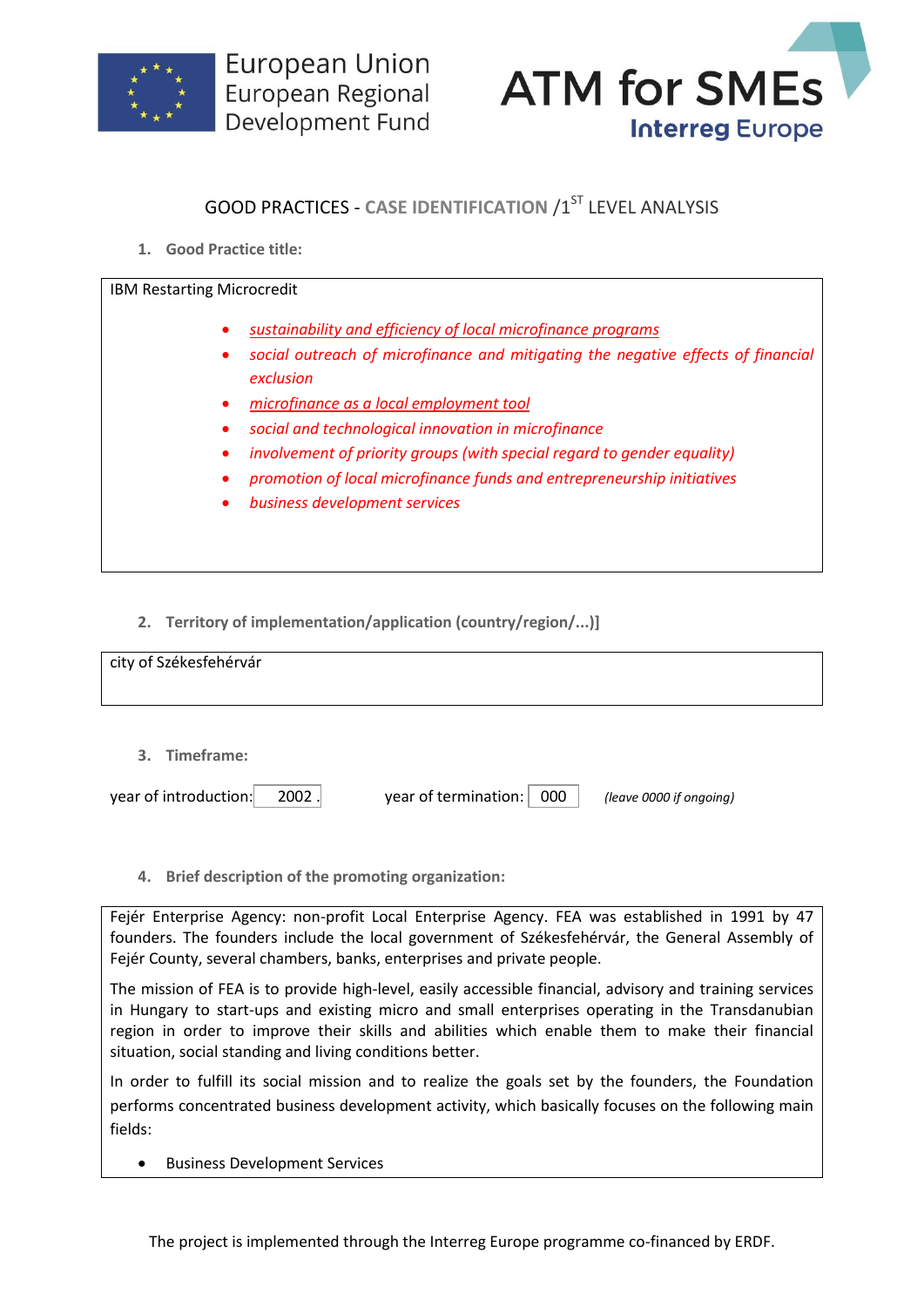European Union
European Regional
Development Fund

ATM for SMEs
Interreg Europe

## GOOD PRACTICES - CASE IDENTIFICATION /1ST LEVEL ANALYSIS

### 1. Good Practice title:

IBM Restarting Microcredit

- *sustainability and efficiency of local microfinance programs*
- *social outreach of microfinance and mitigating the negative effects of financial exclusion*
- *microfinance as a local employment tool*
- *social and technological innovation in microfinance*
- *involvement of priority groups (with special regard to gender equality)*
- *promotion of local microfinance funds and entrepreneurship initiatives*
- *business development services*

### 2. Territory of implementation/application (country/region/...)]

city of Székesfehérvár

### 3. Timeframe:

year of introduction: 2002 .    year of termination: 000    *(leave 0000 if ongoing)*

### 4. Brief description of the promoting organization:

Fejér Enterprise Agency: non-profit Local Enterprise Agency. FEA was established in 1991 by 47 founders. The founders include the local government of Székesfehérvár, the General Assembly of Fejér County, several chambers, banks, enterprises and private people.

The mission of FEA is to provide high-level, easily accessible financial, advisory and training services in Hungary to start-ups and existing micro and small enterprises operating in the Transdanubian region in order to improve their skills and abilities which enable them to make their financial situation, social standing and living conditions better.

In order to fulfill its social mission and to realize the goals set by the founders, the Foundation performs concentrated business development activity, which basically focuses on the following main fields:

- Business Development Services

The project is implemented through the Interreg Europe programme co-financed by ERDF.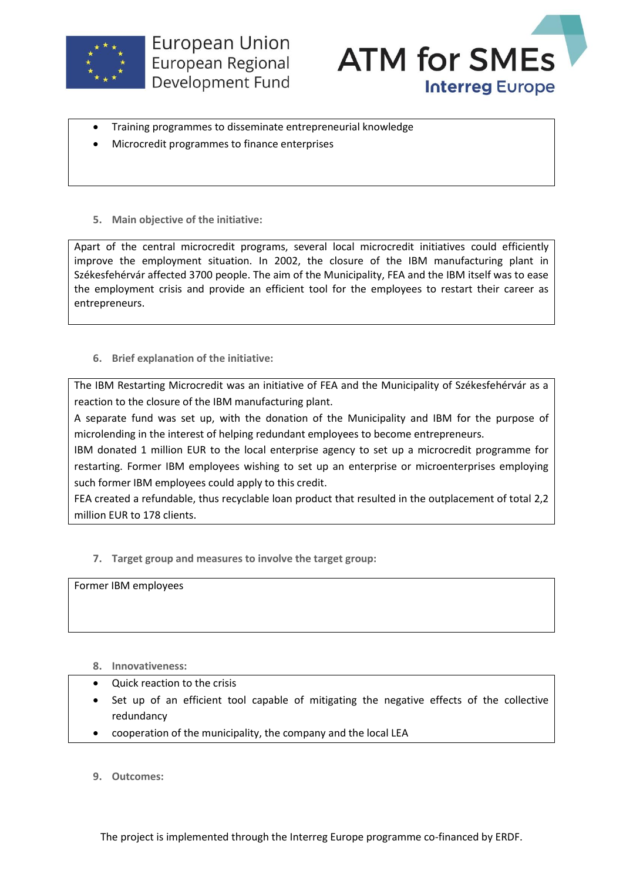- Training programmes to disseminate entrepreneurial knowledge
- Microcredit programmes to finance enterprises

5. **Main objective of the initiative:**

Apart of the central microcredit programs, several local microcredit initiatives could efficiently improve the employment situation. In 2002, the closure of the IBM manufacturing plant in Székesfehérvár affected 3700 people. The aim of the Municipality, FEA and the IBM itself was to ease the employment crisis and provide an efficient tool for the employees to restart their career as entrepreneurs.

6. **Brief explanation of the initiative:**

The IBM Restarting Microcredit was an initiative of FEA and the Municipality of Székesfehérvár as a reaction to the closure of the IBM manufacturing plant.
A separate fund was set up, with the donation of the Municipality and IBM for the purpose of microlending in the interest of helping redundant employees to become entrepreneurs.
IBM donated 1 million EUR to the local enterprise agency to set up a microcredit programme for restarting. Former IBM employees wishing to set up an enterprise or microenterprises employing such former IBM employees could apply to this credit.
FEA created a refundable, thus recyclable loan product that resulted in the outplacement of total 2,2 million EUR to 178 clients.

7. **Target group and measures to involve the target group:**

Former IBM employees

8. **Innovativeness:**

- Quick reaction to the crisis
- Set up of an efficient tool capable of mitigating the negative effects of the collective redundancy
- cooperation of the municipality, the company and the local LEA

9. **Outcomes:**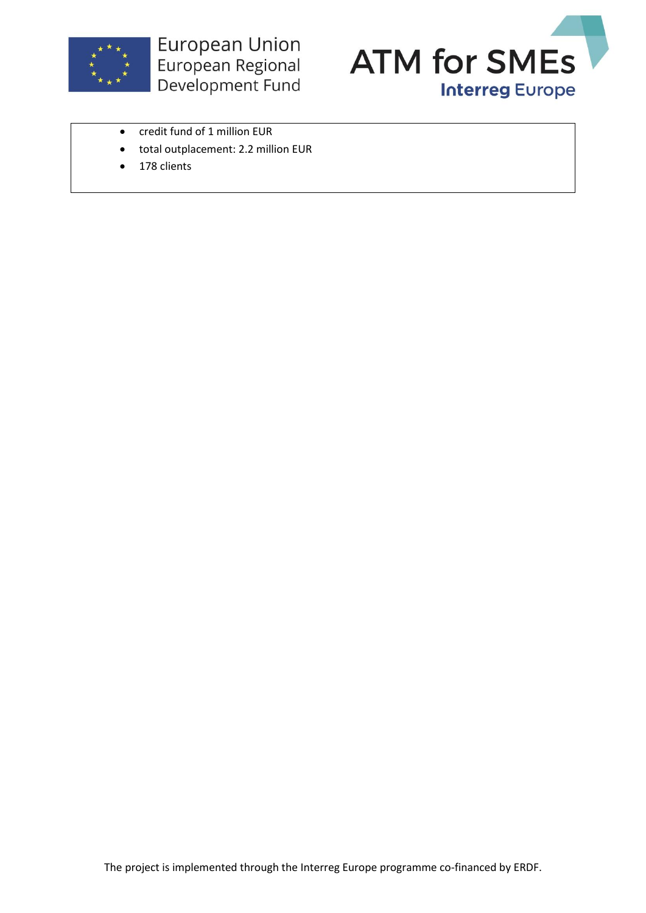- credit fund of 1 million EUR
- total outplacement: 2.2 million EUR
- 178 clients